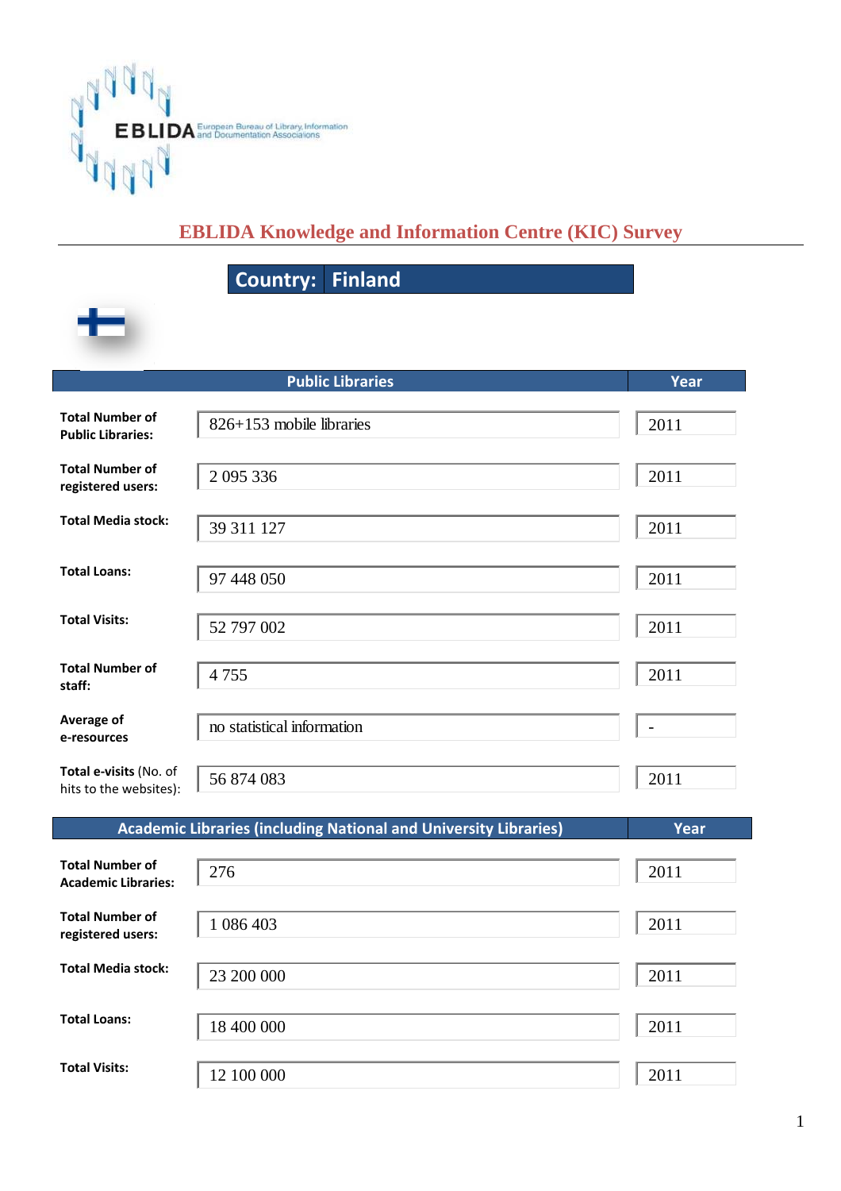EBLIDA European Bureau of Library, Information and Documentation Associations

# EBLIDA Knowledge and Information Centre (KIC) Survey

## Country: Finland

| Public Libraries | | Year |
|---|---|---|
| **Total Number of Public Libraries:** | 826+153 mobile libraries | 2011 |
| **Total Number of registered users:** | 2 095 336 | 2011 |
| **Total Media stock:** | 39 311 127 | 2011 |
| **Total Loans:** | 97 448 050 | 2011 |
| **Total Visits:** | 52 797 002 | 2011 |
| **Total Number of staff:** | 4 755 | 2011 |
| **Average of e-resources** | no statistical information | - |
| **Total e-visits** (No. of hits to the websites): | 56 874 083 | 2011 |

| Academic Libraries (including National and University Libraries) | | Year |
|---|---|---|
| **Total Number of Academic Libraries:** | 276 | 2011 |
| **Total Number of registered users:** | 1 086 403 | 2011 |
| **Total Media stock:** | 23 200 000 | 2011 |
| **Total Loans:** | 18 400 000 | 2011 |
| **Total Visits:** | 12 100 000 | 2011 |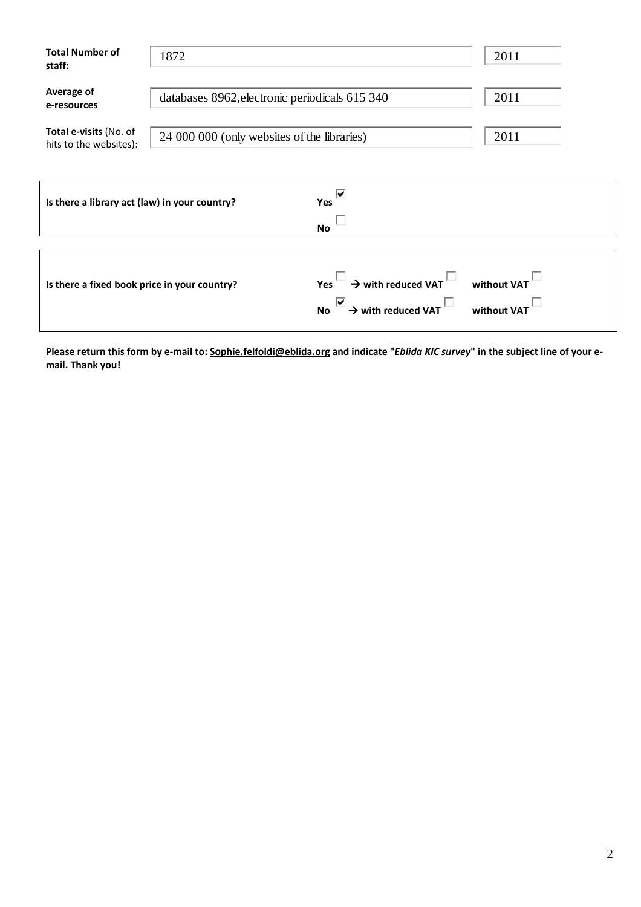| | | |
|---|---|---|
| **Total Number of staff:** | 1872 | 2011 |
| **Average of e-resources** | databases 8962,electronic periodicals 615 340 | 2011 |
| **Total e-visits** (No. of hits to the websites): | 24 000 000 (only websites of the libraries) | 2011 |

| | |
|---|---|
| **Is there a library act (law) in your country?** | **Yes** ☑<br>**No** ☐ |

| | | | |
|---|---|---|---|
| **Is there a fixed book price in your country?** | **Yes** ☐ | **→ with reduced VAT** ☐ | **without VAT** ☐ |
| | **No** ☑ | **→ with reduced VAT** ☐ | **without VAT** ☐ |

**Please return this form by e-mail to: Sophie.felfoldi@eblida.org and indicate "*Eblida KIC survey*" in the subject line of your e-mail. Thank you!**